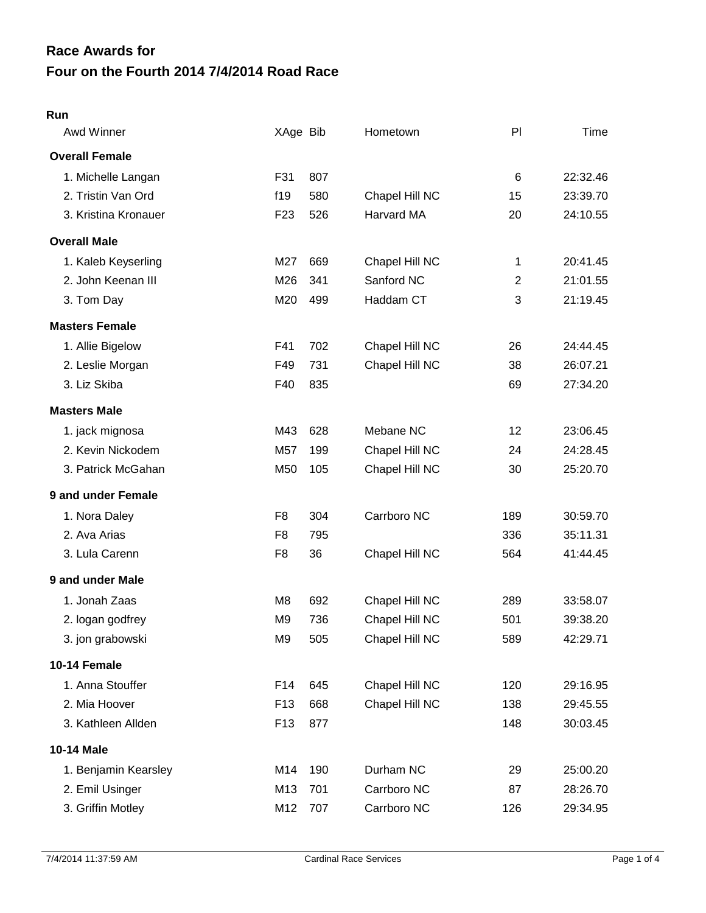# Race Awards for
# Four on the Fourth 2014 7/4/2014 Road Race

**Run**

| Awd Winner | XAge | Bib | Hometown | Pl | Time |
|---|---|---|---|---|---|
| **Overall Female** | | | | | |
| 1. Michelle Langan | F31 | 807 | | 6 | 22:32.46 |
| 2. Tristin Van Ord | f19 | 580 | Chapel Hill NC | 15 | 23:39.70 |
| 3. Kristina Kronauer | F23 | 526 | Harvard MA | 20 | 24:10.55 |
| **Overall Male** | | | | | |
| 1. Kaleb Keyserling | M27 | 669 | Chapel Hill NC | 1 | 20:41.45 |
| 2. John Keenan III | M26 | 341 | Sanford NC | 2 | 21:01.55 |
| 3. Tom Day | M20 | 499 | Haddam CT | 3 | 21:19.45 |
| **Masters Female** | | | | | |
| 1. Allie Bigelow | F41 | 702 | Chapel Hill NC | 26 | 24:44.45 |
| 2. Leslie Morgan | F49 | 731 | Chapel Hill NC | 38 | 26:07.21 |
| 3. Liz Skiba | F40 | 835 | | 69 | 27:34.20 |
| **Masters Male** | | | | | |
| 1. jack mignosa | M43 | 628 | Mebane NC | 12 | 23:06.45 |
| 2. Kevin Nickodem | M57 | 199 | Chapel Hill NC | 24 | 24:28.45 |
| 3. Patrick McGahan | M50 | 105 | Chapel Hill NC | 30 | 25:20.70 |
| **9 and under Female** | | | | | |
| 1. Nora Daley | F8 | 304 | Carrboro NC | 189 | 30:59.70 |
| 2. Ava Arias | F8 | 795 | | 336 | 35:11.31 |
| 3. Lula Carenn | F8 | 36 | Chapel Hill NC | 564 | 41:44.45 |
| **9 and under Male** | | | | | |
| 1. Jonah Zaas | M8 | 692 | Chapel Hill NC | 289 | 33:58.07 |
| 2. logan godfrey | M9 | 736 | Chapel Hill NC | 501 | 39:38.20 |
| 3. jon grabowski | M9 | 505 | Chapel Hill NC | 589 | 42:29.71 |
| **10-14 Female** | | | | | |
| 1. Anna Stouffer | F14 | 645 | Chapel Hill NC | 120 | 29:16.95 |
| 2. Mia Hoover | F13 | 668 | Chapel Hill NC | 138 | 29:45.55 |
| 3. Kathleen Allden | F13 | 877 | | 148 | 30:03.45 |
| **10-14 Male** | | | | | |
| 1. Benjamin Kearsley | M14 | 190 | Durham NC | 29 | 25:00.20 |
| 2. Emil Usinger | M13 | 701 | Carrboro NC | 87 | 28:26.70 |
| 3. Griffin Motley | M12 | 707 | Carrboro NC | 126 | 29:34.95 |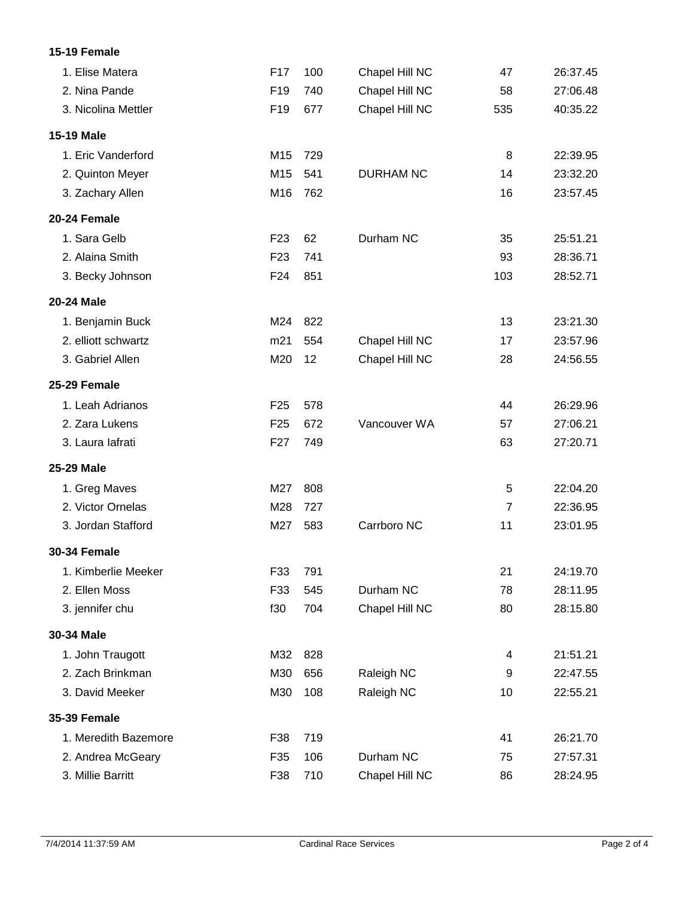### 15-19 Female

| | | | | | |
|---|---|---|---|---|---|
| 1. Elise Matera | F17 | 100 | Chapel Hill NC | 47 | 26:37.45 |
| 2. Nina Pande | F19 | 740 | Chapel Hill NC | 58 | 27:06.48 |
| 3. Nicolina Mettler | F19 | 677 | Chapel Hill NC | 535 | 40:35.22 |

### 15-19 Male

| | | | | | |
|---|---|---|---|---|---|
| 1. Eric Vanderford | M15 | 729 | | 8 | 22:39.95 |
| 2. Quinton Meyer | M15 | 541 | DURHAM NC | 14 | 23:32.20 |
| 3. Zachary Allen | M16 | 762 | | 16 | 23:57.45 |

### 20-24 Female

| | | | | | |
|---|---|---|---|---|---|
| 1. Sara Gelb | F23 | 62 | Durham NC | 35 | 25:51.21 |
| 2. Alaina Smith | F23 | 741 | | 93 | 28:36.71 |
| 3. Becky Johnson | F24 | 851 | | 103 | 28:52.71 |

### 20-24 Male

| | | | | | |
|---|---|---|---|---|---|
| 1. Benjamin Buck | M24 | 822 | | 13 | 23:21.30 |
| 2. elliott schwartz | m21 | 554 | Chapel Hill NC | 17 | 23:57.96 |
| 3. Gabriel Allen | M20 | 12 | Chapel Hill NC | 28 | 24:56.55 |

### 25-29 Female

| | | | | | |
|---|---|---|---|---|---|
| 1. Leah Adrianos | F25 | 578 | | 44 | 26:29.96 |
| 2. Zara Lukens | F25 | 672 | Vancouver WA | 57 | 27:06.21 |
| 3. Laura Iafrati | F27 | 749 | | 63 | 27:20.71 |

### 25-29 Male

| | | | | | |
|---|---|---|---|---|---|
| 1. Greg Maves | M27 | 808 | | 5 | 22:04.20 |
| 2. Victor Ornelas | M28 | 727 | | 7 | 22:36.95 |
| 3. Jordan Stafford | M27 | 583 | Carrboro NC | 11 | 23:01.95 |

### 30-34 Female

| | | | | | |
|---|---|---|---|---|---|
| 1. Kimberlie Meeker | F33 | 791 | | 21 | 24:19.70 |
| 2. Ellen Moss | F33 | 545 | Durham NC | 78 | 28:11.95 |
| 3. jennifer chu | f30 | 704 | Chapel Hill NC | 80 | 28:15.80 |

### 30-34 Male

| | | | | | |
|---|---|---|---|---|---|
| 1. John Traugott | M32 | 828 | | 4 | 21:51.21 |
| 2. Zach Brinkman | M30 | 656 | Raleigh NC | 9 | 22:47.55 |
| 3. David Meeker | M30 | 108 | Raleigh NC | 10 | 22:55.21 |

### 35-39 Female

| | | | | | |
|---|---|---|---|---|---|
| 1. Meredith Bazemore | F38 | 719 | | 41 | 26:21.70 |
| 2. Andrea McGeary | F35 | 106 | Durham NC | 75 | 27:57.31 |
| 3. Millie Barritt | F38 | 710 | Chapel Hill NC | 86 | 28:24.95 |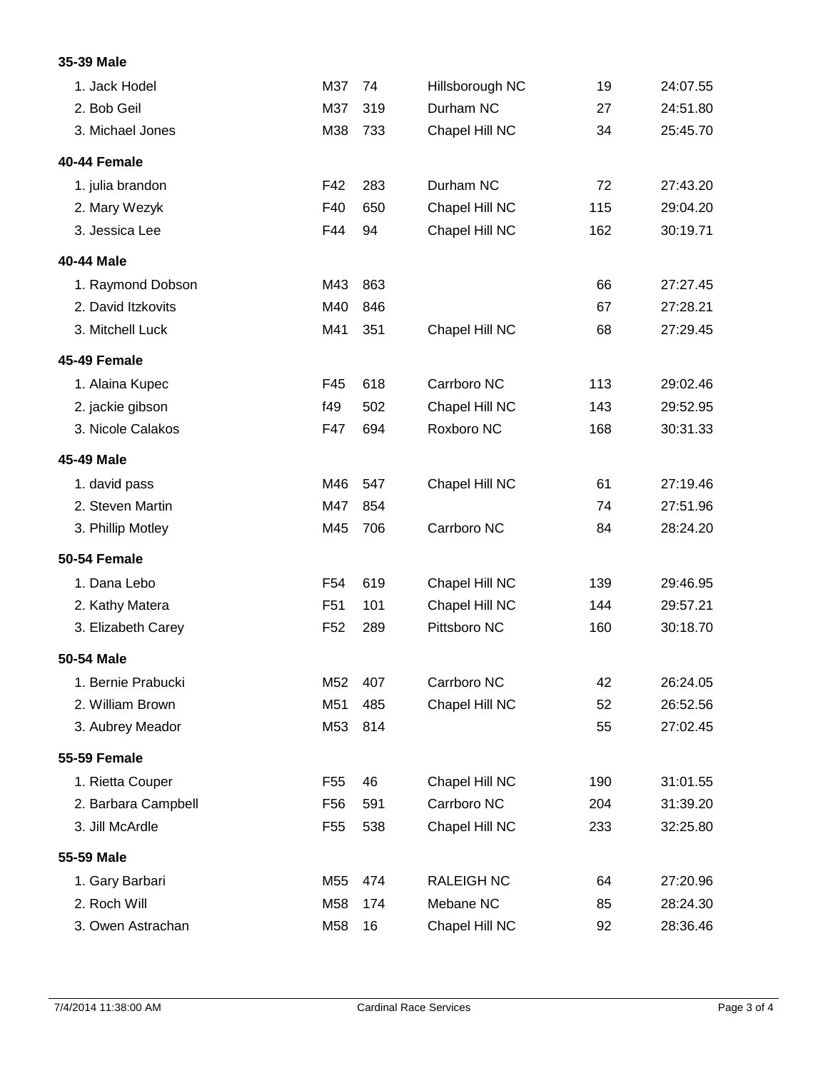**35-39 Male**

| | | | | | |
|---|---|---|---|---|---|
| 1. Jack Hodel | M37 | 74 | Hillsborough NC | 19 | 24:07.55 |
| 2. Bob Geil | M37 | 319 | Durham NC | 27 | 24:51.80 |
| 3. Michael Jones | M38 | 733 | Chapel Hill NC | 34 | 25:45.70 |

**40-44 Female**

| | | | | | |
|---|---|---|---|---|---|
| 1. julia brandon | F42 | 283 | Durham NC | 72 | 27:43.20 |
| 2. Mary Wezyk | F40 | 650 | Chapel Hill NC | 115 | 29:04.20 |
| 3. Jessica Lee | F44 | 94 | Chapel Hill NC | 162 | 30:19.71 |

**40-44 Male**

| | | | | | |
|---|---|---|---|---|---|
| 1. Raymond Dobson | M43 | 863 | | 66 | 27:27.45 |
| 2. David Itzkovits | M40 | 846 | | 67 | 27:28.21 |
| 3. Mitchell Luck | M41 | 351 | Chapel Hill NC | 68 | 27:29.45 |

**45-49 Female**

| | | | | | |
|---|---|---|---|---|---|
| 1. Alaina Kupec | F45 | 618 | Carrboro NC | 113 | 29:02.46 |
| 2. jackie gibson | f49 | 502 | Chapel Hill NC | 143 | 29:52.95 |
| 3. Nicole Calakos | F47 | 694 | Roxboro NC | 168 | 30:31.33 |

**45-49 Male**

| | | | | | |
|---|---|---|---|---|---|
| 1. david pass | M46 | 547 | Chapel Hill NC | 61 | 27:19.46 |
| 2. Steven Martin | M47 | 854 | | 74 | 27:51.96 |
| 3. Phillip Motley | M45 | 706 | Carrboro NC | 84 | 28:24.20 |

**50-54 Female**

| | | | | | |
|---|---|---|---|---|---|
| 1. Dana Lebo | F54 | 619 | Chapel Hill NC | 139 | 29:46.95 |
| 2. Kathy Matera | F51 | 101 | Chapel Hill NC | 144 | 29:57.21 |
| 3. Elizabeth Carey | F52 | 289 | Pittsboro NC | 160 | 30:18.70 |

**50-54 Male**

| | | | | | |
|---|---|---|---|---|---|
| 1. Bernie Prabucki | M52 | 407 | Carrboro NC | 42 | 26:24.05 |
| 2. William Brown | M51 | 485 | Chapel Hill NC | 52 | 26:52.56 |
| 3. Aubrey Meador | M53 | 814 | | 55 | 27:02.45 |

**55-59 Female**

| | | | | | |
|---|---|---|---|---|---|
| 1. Rietta Couper | F55 | 46 | Chapel Hill NC | 190 | 31:01.55 |
| 2. Barbara Campbell | F56 | 591 | Carrboro NC | 204 | 31:39.20 |
| 3. Jill McArdle | F55 | 538 | Chapel Hill NC | 233 | 32:25.80 |

**55-59 Male**

| | | | | | |
|---|---|---|---|---|---|
| 1. Gary Barbari | M55 | 474 | RALEIGH NC | 64 | 27:20.96 |
| 2. Roch Will | M58 | 174 | Mebane NC | 85 | 28:24.30 |
| 3. Owen Astrachan | M58 | 16 | Chapel Hill NC | 92 | 28:36.46 |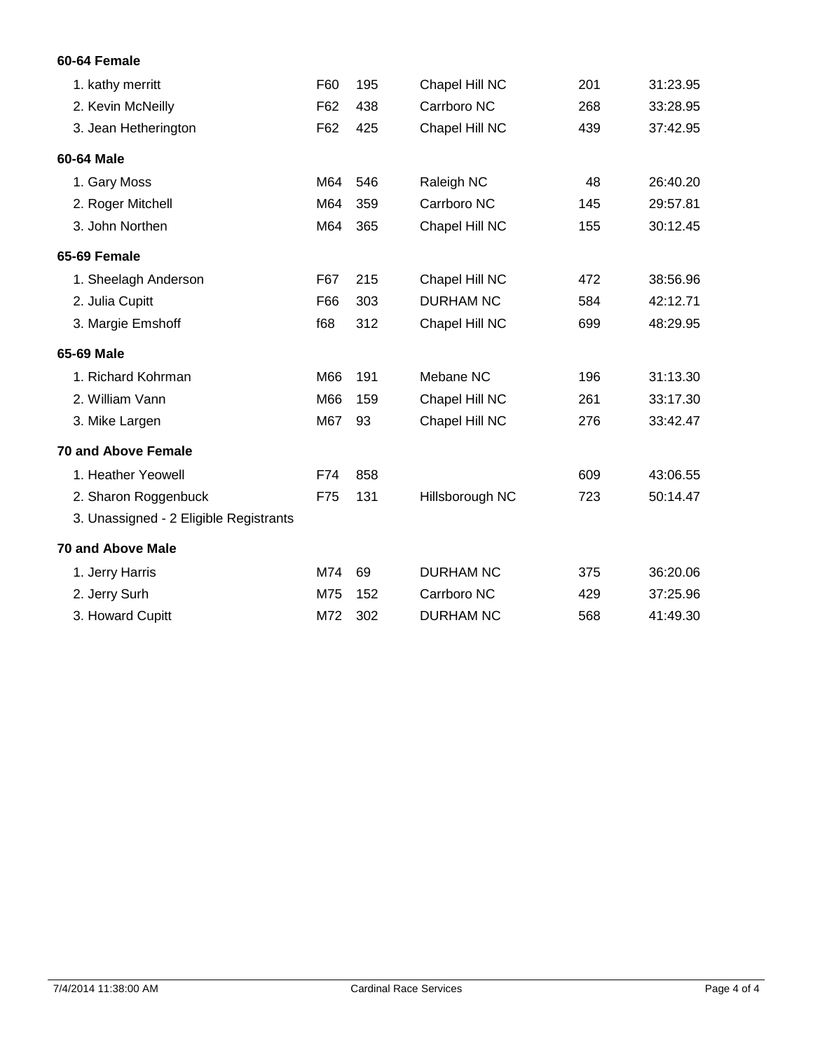**60-64 Female**

| | | | | | |
|---|---|---|---|---|---|
| 1. kathy merritt | F60 | 195 | Chapel Hill NC | 201 | 31:23.95 |
| 2. Kevin McNeilly | F62 | 438 | Carrboro NC | 268 | 33:28.95 |
| 3. Jean Hetherington | F62 | 425 | Chapel Hill NC | 439 | 37:42.95 |

**60-64 Male**

| | | | | | |
|---|---|---|---|---|---|
| 1. Gary Moss | M64 | 546 | Raleigh NC | 48 | 26:40.20 |
| 2. Roger Mitchell | M64 | 359 | Carrboro NC | 145 | 29:57.81 |
| 3. John Northen | M64 | 365 | Chapel Hill NC | 155 | 30:12.45 |

**65-69 Female**

| | | | | | |
|---|---|---|---|---|---|
| 1. Sheelagh Anderson | F67 | 215 | Chapel Hill NC | 472 | 38:56.96 |
| 2. Julia Cupitt | F66 | 303 | DURHAM NC | 584 | 42:12.71 |
| 3. Margie Emshoff | f68 | 312 | Chapel Hill NC | 699 | 48:29.95 |

**65-69 Male**

| | | | | | |
|---|---|---|---|---|---|
| 1. Richard Kohrman | M66 | 191 | Mebane NC | 196 | 31:13.30 |
| 2. William Vann | M66 | 159 | Chapel Hill NC | 261 | 33:17.30 |
| 3. Mike Largen | M67 | 93 | Chapel Hill NC | 276 | 33:42.47 |

**70 and Above Female**

| | | | | | |
|---|---|---|---|---|---|
| 1. Heather Yeowell | F74 | 858 | | 609 | 43:06.55 |
| 2. Sharon Roggenbuck | F75 | 131 | Hillsborough NC | 723 | 50:14.47 |
| 3. Unassigned - 2 Eligible Registrants | | | | | |

**70 and Above Male**

| | | | | | |
|---|---|---|---|---|---|
| 1. Jerry Harris | M74 | 69 | DURHAM NC | 375 | 36:20.06 |
| 2. Jerry Surh | M75 | 152 | Carrboro NC | 429 | 37:25.96 |
| 3. Howard Cupitt | M72 | 302 | DURHAM NC | 568 | 41:49.30 |